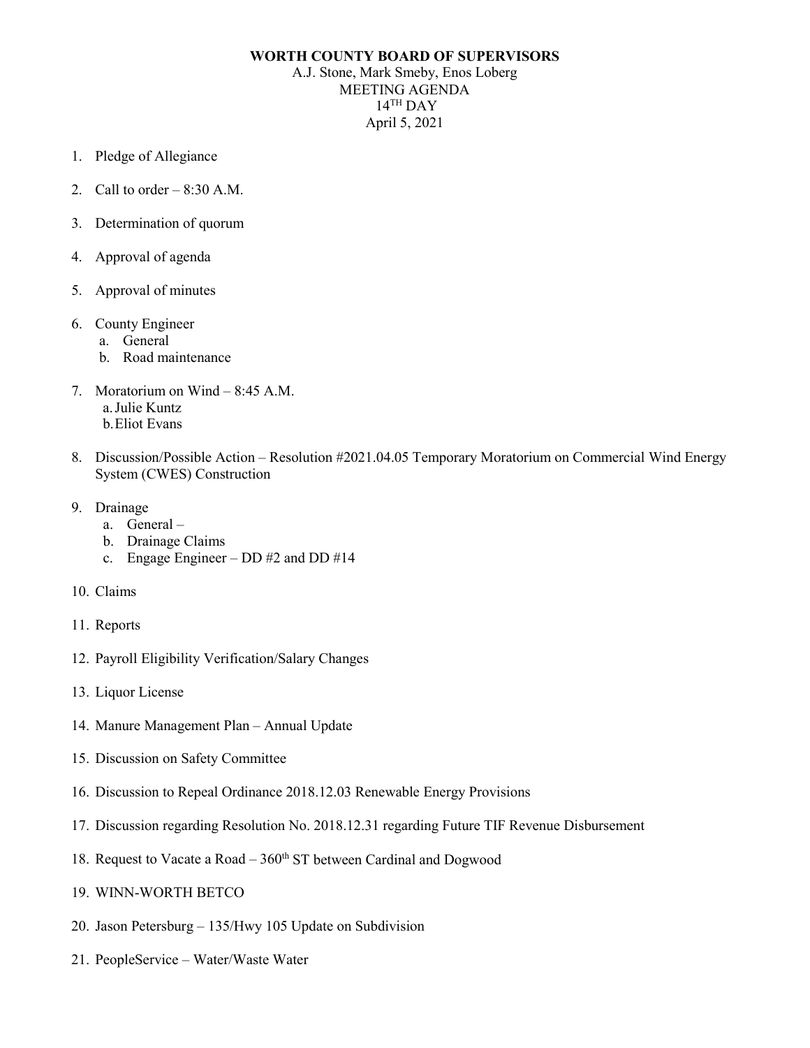**WORTH COUNTY BOARD OF SUPERVISORS**

A.J. Stone, Mark Smeby, Enos Loberg

MEETING AGENDA

14TH DAY

April 5, 2021

1. Pledge of Allegiance

2. Call to order – 8:30 A.M.

3. Determination of quorum

4. Approval of agenda

5. Approval of minutes

6. County Engineer
   a. General
   b. Road maintenance

7. Moratorium on Wind – 8:45 A.M.
   a. Julie Kuntz
   b. Eliot Evans

8. Discussion/Possible Action – Resolution #2021.04.05 Temporary Moratorium on Commercial Wind Energy System (CWES) Construction

9. Drainage
   a. General –
   b. Drainage Claims
   c. Engage Engineer – DD #2 and DD #14

10. Claims

11. Reports

12. Payroll Eligibility Verification/Salary Changes

13. Liquor License

14. Manure Management Plan – Annual Update

15. Discussion on Safety Committee

16. Discussion to Repeal Ordinance 2018.12.03 Renewable Energy Provisions

17. Discussion regarding Resolution No. 2018.12.31 regarding Future TIF Revenue Disbursement

18. Request to Vacate a Road – 360th ST between Cardinal and Dogwood

19. WINN-WORTH BETCO

20. Jason Petersburg – 135/Hwy 105 Update on Subdivision

21. PeopleService – Water/Waste Water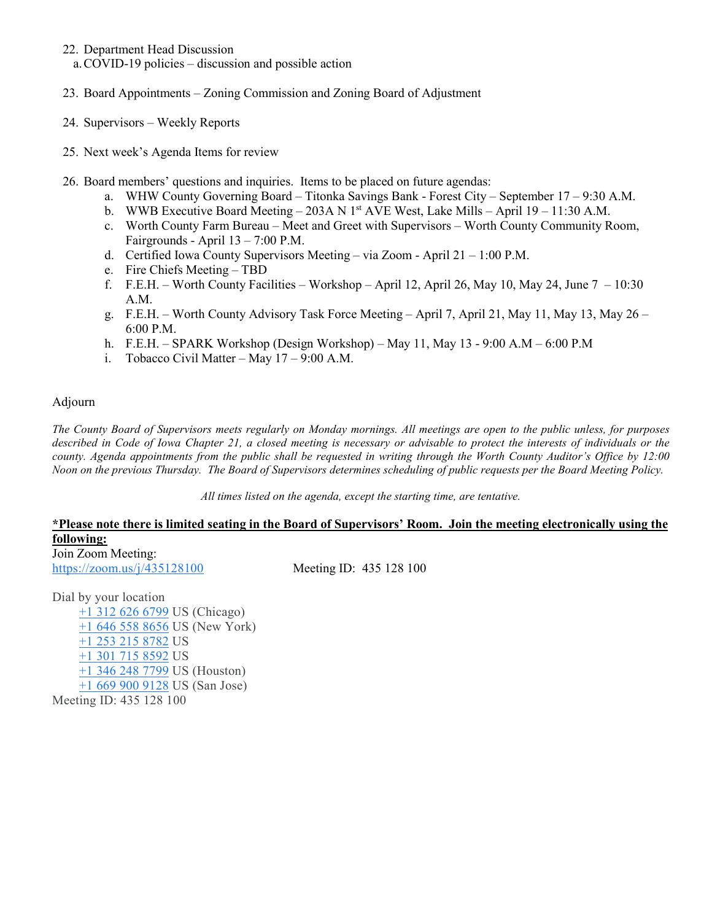22. Department Head Discussion
    a. COVID-19 policies – discussion and possible action

23. Board Appointments – Zoning Commission and Zoning Board of Adjustment

24. Supervisors – Weekly Reports

25. Next week's Agenda Items for review

26. Board members' questions and inquiries. Items to be placed on future agendas:
    a. WHW County Governing Board – Titonka Savings Bank - Forest City – September 17 – 9:30 A.M.
    b. WWB Executive Board Meeting – 203A N 1st AVE West, Lake Mills – April 19 – 11:30 A.M.
    c. Worth County Farm Bureau – Meet and Greet with Supervisors – Worth County Community Room, Fairgrounds - April 13 – 7:00 P.M.
    d. Certified Iowa County Supervisors Meeting – via Zoom - April 21 – 1:00 P.M.
    e. Fire Chiefs Meeting – TBD
    f. F.E.H. – Worth County Facilities – Workshop – April 12, April 26, May 10, May 24, June 7 – 10:30 A.M.
    g. F.E.H. – Worth County Advisory Task Force Meeting – April 7, April 21, May 11, May 13, May 26 – 6:00 P.M.
    h. F.E.H. – SPARK Workshop (Design Workshop) – May 11, May 13 - 9:00 A.M – 6:00 P.M
    i. Tobacco Civil Matter – May 17 – 9:00 A.M.

Adjourn

*The County Board of Supervisors meets regularly on Monday mornings. All meetings are open to the public unless, for purposes described in Code of Iowa Chapter 21, a closed meeting is necessary or advisable to protect the interests of individuals or the county. Agenda appointments from the public shall be requested in writing through the Worth County Auditor's Office by 12:00 Noon on the previous Thursday. The Board of Supervisors determines scheduling of public requests per the Board Meeting Policy.*

*All times listed on the agenda, except the starting time, are tentative.*

**\*Please note there is limited seating in the Board of Supervisors' Room. Join the meeting electronically using the following:**

Join Zoom Meeting:
https://zoom.us/j/435128100          Meeting ID: 435 128 100

Dial by your location
- +1 312 626 6799 US (Chicago)
- +1 646 558 8656 US (New York)
- +1 253 215 8782 US
- +1 301 715 8592 US
- +1 346 248 7799 US (Houston)
- +1 669 900 9128 US (San Jose)

Meeting ID: 435 128 100